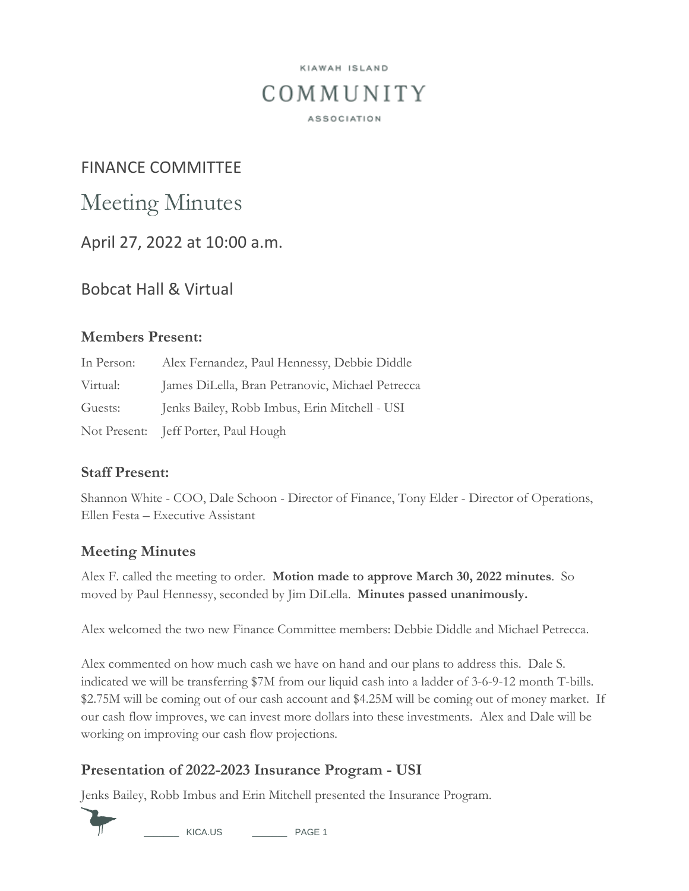KIAWAH ISLAND

# COMMUNITY

ASSOCIATION

FINANCE COMMITTEE

# Meeting Minutes

April 27, 2022 at 10:00 a.m.

Bobcat Hall & Virtual

### Members Present:

In Person: Alex Fernandez, Paul Hennessy, Debbie Diddle

Virtual: James DiLella, Bran Petranovic, Michael Petrecca

Guests: Jenks Bailey, Robb Imbus, Erin Mitchell - USI

Not Present: Jeff Porter, Paul Hough

### Staff Present:

Shannon White - COO, Dale Schoon - Director of Finance, Tony Elder - Director of Operations, Ellen Festa – Executive Assistant

## Meeting Minutes

Alex F. called the meeting to order. **Motion made to approve March 30, 2022 minutes**. So moved by Paul Hennessy, seconded by Jim DiLella. **Minutes passed unanimously.**

Alex welcomed the two new Finance Committee members: Debbie Diddle and Michael Petrecca.

Alex commented on how much cash we have on hand and our plans to address this. Dale S. indicated we will be transferring $7M from our liquid cash into a ladder of 3-6-9-12 month T-bills. $2.75M will be coming out of our cash account and $4.25M will be coming out of money market. If our cash flow improves, we can invest more dollars into these investments. Alex and Dale will be working on improving our cash flow projections.

## Presentation of 2022-2023 Insurance Program - USI

Jenks Bailey, Robb Imbus and Erin Mitchell presented the Insurance Program.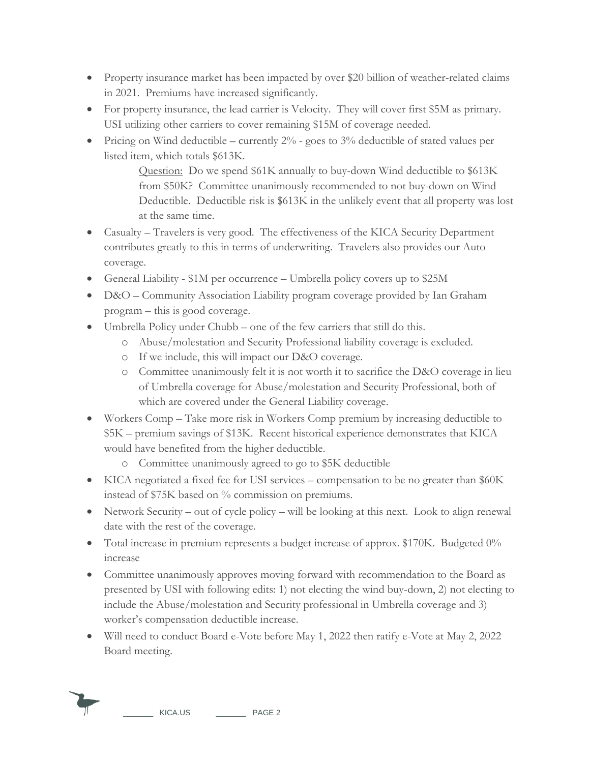- Property insurance market has been impacted by over $20 billion of weather-related claims in 2021. Premiums have increased significantly.
- For property insurance, the lead carrier is Velocity. They will cover first $5M as primary. USI utilizing other carriers to cover remaining $15M of coverage needed.
- Pricing on Wind deductible – currently 2% - goes to 3% deductible of stated values per listed item, which totals $613K.

  Question: Do we spend $61K annually to buy-down Wind deductible to $613K from $50K? Committee unanimously recommended to not buy-down on Wind Deductible. Deductible risk is $613K in the unlikely event that all property was lost at the same time.
- Casualty – Travelers is very good. The effectiveness of the KICA Security Department contributes greatly to this in terms of underwriting. Travelers also provides our Auto coverage.
- General Liability - $1M per occurrence – Umbrella policy covers up to $25M
- D&O – Community Association Liability program coverage provided by Ian Graham program – this is good coverage.
- Umbrella Policy under Chubb – one of the few carriers that still do this.
  - Abuse/molestation and Security Professional liability coverage is excluded.
  - If we include, this will impact our D&O coverage.
  - Committee unanimously felt it is not worth it to sacrifice the D&O coverage in lieu of Umbrella coverage for Abuse/molestation and Security Professional, both of which are covered under the General Liability coverage.
- Workers Comp – Take more risk in Workers Comp premium by increasing deductible to $5K – premium savings of $13K. Recent historical experience demonstrates that KICA would have benefited from the higher deductible.
  - Committee unanimously agreed to go to $5K deductible
- KICA negotiated a fixed fee for USI services – compensation to be no greater than $60K instead of $75K based on % commission on premiums.
- Network Security – out of cycle policy – will be looking at this next. Look to align renewal date with the rest of the coverage.
- Total increase in premium represents a budget increase of approx. $170K. Budgeted 0% increase
- Committee unanimously approves moving forward with recommendation to the Board as presented by USI with following edits: 1) not electing the wind buy-down, 2) not electing to include the Abuse/molestation and Security professional in Umbrella coverage and 3) worker's compensation deductible increase.
- Will need to conduct Board e-Vote before May 1, 2022 then ratify e-Vote at May 2, 2022 Board meeting.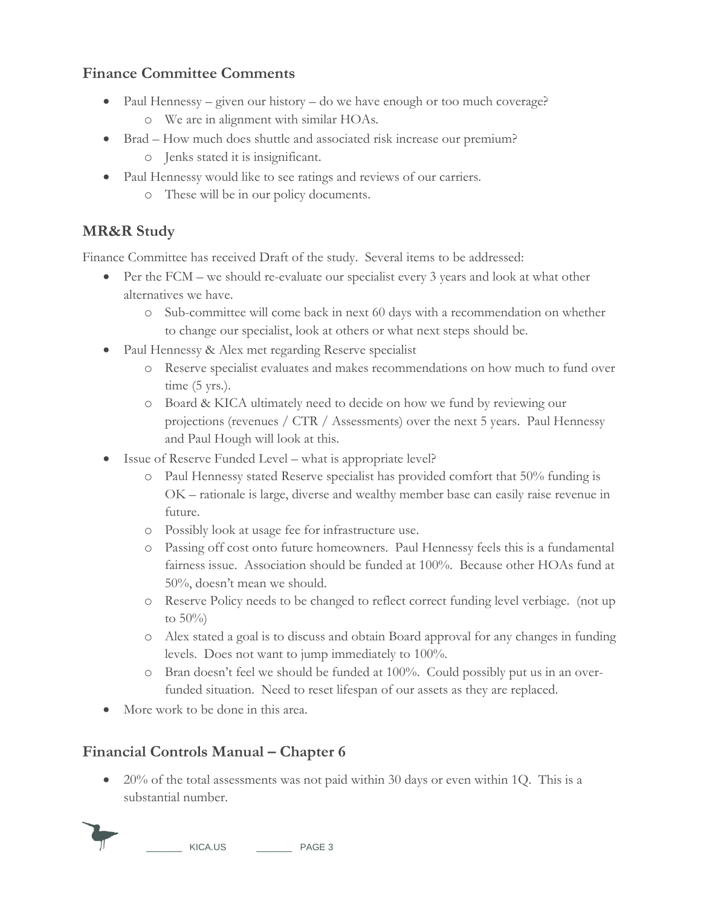## Finance Committee Comments

- Paul Hennessy – given our history – do we have enough or too much coverage?
  - We are in alignment with similar HOAs.
- Brad – How much does shuttle and associated risk increase our premium?
  - Jenks stated it is insignificant.
- Paul Hennessy would like to see ratings and reviews of our carriers.
  - These will be in our policy documents.

## MR&R Study

Finance Committee has received Draft of the study. Several items to be addressed:

- Per the FCM – we should re-evaluate our specialist every 3 years and look at what other alternatives we have.
  - Sub-committee will come back in next 60 days with a recommendation on whether to change our specialist, look at others or what next steps should be.
- Paul Hennessy & Alex met regarding Reserve specialist
  - Reserve specialist evaluates and makes recommendations on how much to fund over time (5 yrs.).
  - Board & KICA ultimately need to decide on how we fund by reviewing our projections (revenues / CTR / Assessments) over the next 5 years. Paul Hennessy and Paul Hough will look at this.
- Issue of Reserve Funded Level – what is appropriate level?
  - Paul Hennessy stated Reserve specialist has provided comfort that 50% funding is OK – rationale is large, diverse and wealthy member base can easily raise revenue in future.
  - Possibly look at usage fee for infrastructure use.
  - Passing off cost onto future homeowners. Paul Hennessy feels this is a fundamental fairness issue. Association should be funded at 100%. Because other HOAs fund at 50%, doesn't mean we should.
  - Reserve Policy needs to be changed to reflect correct funding level verbiage. (not up to 50%)
  - Alex stated a goal is to discuss and obtain Board approval for any changes in funding levels. Does not want to jump immediately to 100%.
  - Bran doesn't feel we should be funded at 100%. Could possibly put us in an over-funded situation. Need to reset lifespan of our assets as they are replaced.
- More work to be done in this area.

## Financial Controls Manual – Chapter 6

- 20% of the total assessments was not paid within 30 days or even within 1Q. This is a substantial number.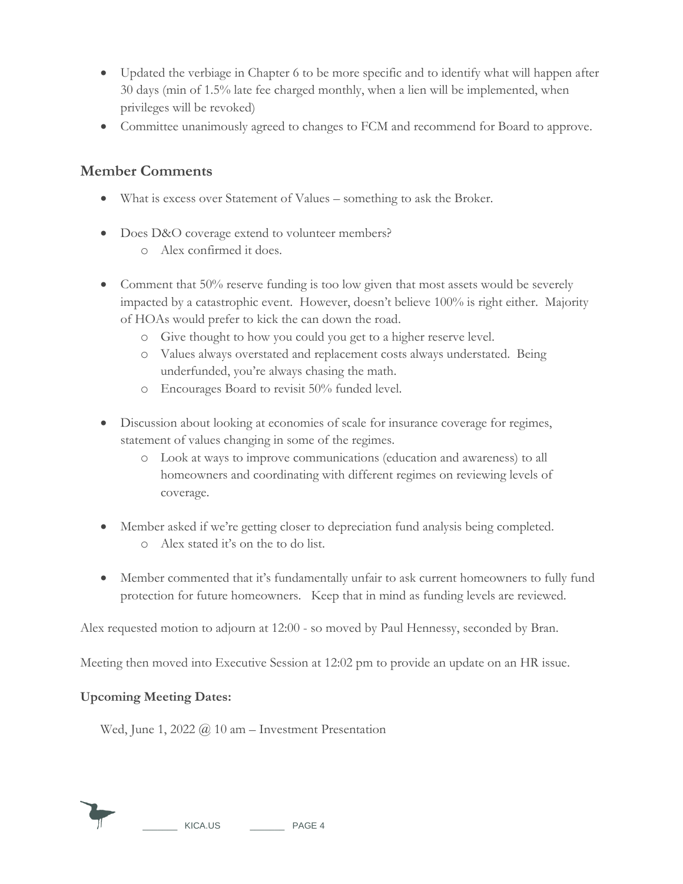- Updated the verbiage in Chapter 6 to be more specific and to identify what will happen after 30 days (min of 1.5% late fee charged monthly, when a lien will be implemented, when privileges will be revoked)
- Committee unanimously agreed to changes to FCM and recommend for Board to approve.

## Member Comments

- What is excess over Statement of Values – something to ask the Broker.

- Does D&O coverage extend to volunteer members?
  - Alex confirmed it does.

- Comment that 50% reserve funding is too low given that most assets would be severely impacted by a catastrophic event. However, doesn't believe 100% is right either. Majority of HOAs would prefer to kick the can down the road.
  - Give thought to how you could you get to a higher reserve level.
  - Values always overstated and replacement costs always understated. Being underfunded, you're always chasing the math.
  - Encourages Board to revisit 50% funded level.

- Discussion about looking at economies of scale for insurance coverage for regimes, statement of values changing in some of the regimes.
  - Look at ways to improve communications (education and awareness) to all homeowners and coordinating with different regimes on reviewing levels of coverage.

- Member asked if we're getting closer to depreciation fund analysis being completed.
  - Alex stated it's on the to do list.

- Member commented that it's fundamentally unfair to ask current homeowners to fully fund protection for future homeowners. Keep that in mind as funding levels are reviewed.

Alex requested motion to adjourn at 12:00 - so moved by Paul Hennessy, seconded by Bran.

Meeting then moved into Executive Session at 12:02 pm to provide an update on an HR issue.

**Upcoming Meeting Dates:**

Wed, June 1, 2022 @ 10 am – Investment Presentation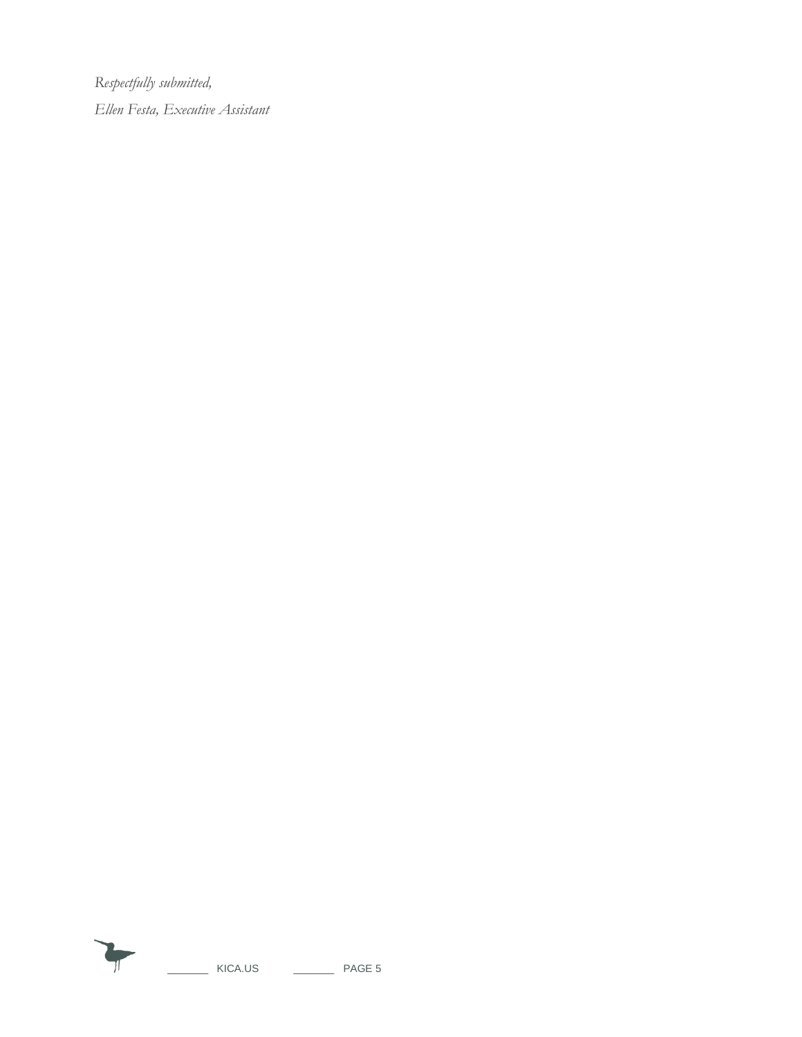*Respectfully submitted,*

*Ellen Festa, Executive Assistant*